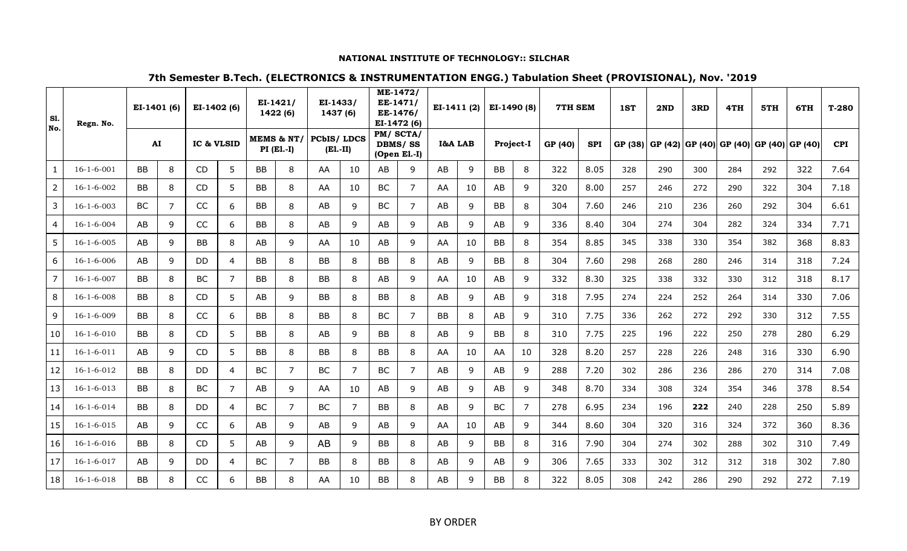**NATIONAL INSTITUTE OF TECHNOLOGY:: SILCHAR**

**7th Semester B.Tech. (ELECTRONICS & INSTRUMENTATION ENGG.) Tabulation Sheet (PROVISIONAL), Nov. '2019**

| Sl. No. | Regn. No. | EI-1401 (6) | | EI-1402 (6) | | EI-1421/ 1422 (6) | | EI-1433/ 1437 (6) | | ME-1472/ EE-1471/ EE-1476/ EI-1472 (6) | | EI-1411 (2) | | EI-1490 (8) | | 7TH SEM | | 1ST | 2ND | 3RD | 4TH | 5TH | 6TH | T-280 |
|---|---|---|---|---|---|---|---|---|---|---|---|---|---|---|---|---|---|---|---|---|---|---|---|---|
| | | AI | | IC & VLSID | | MEMS & NT/ PI (El.-I) | | PCbIS/ LDCS (El.-II) | | PM/ SCTA/ DBMS/ SS (Open El.-I) | | I&A LAB | | Project-I | | GP (40) | SPI | GP (38) | GP (42) | GP (40) | GP (40) | GP (40) | GP (40) | CPI |
| 1 | 16-1-6-001 | BB | 8 | CD | 5 | BB | 8 | AA | 10 | AB | 9 | AB | 9 | BB | 8 | 322 | 8.05 | 328 | 290 | 300 | 284 | 292 | 322 | 7.64 |
| 2 | 16-1-6-002 | BB | 8 | CD | 5 | BB | 8 | AA | 10 | BC | 7 | AA | 10 | AB | 9 | 320 | 8.00 | 257 | 246 | 272 | 290 | 322 | 304 | 7.18 |
| 3 | 16-1-6-003 | BC | 7 | CC | 6 | BB | 8 | AB | 9 | BC | 7 | AB | 9 | BB | 8 | 304 | 7.60 | 246 | 210 | 236 | 260 | 292 | 304 | 6.61 |
| 4 | 16-1-6-004 | AB | 9 | CC | 6 | BB | 8 | AB | 9 | AB | 9 | AB | 9 | AB | 9 | 336 | 8.40 | 304 | 274 | 304 | 282 | 324 | 334 | 7.71 |
| 5 | 16-1-6-005 | AB | 9 | BB | 8 | AB | 9 | AA | 10 | AB | 9 | AA | 10 | BB | 8 | 354 | 8.85 | 345 | 338 | 330 | 354 | 382 | 368 | 8.83 |
| 6 | 16-1-6-006 | AB | 9 | DD | 4 | BB | 8 | BB | 8 | BB | 8 | AB | 9 | BB | 8 | 304 | 7.60 | 298 | 268 | 280 | 246 | 314 | 318 | 7.24 |
| 7 | 16-1-6-007 | BB | 8 | BC | 7 | BB | 8 | BB | 8 | AB | 9 | AA | 10 | AB | 9 | 332 | 8.30 | 325 | 338 | 332 | 330 | 312 | 318 | 8.17 |
| 8 | 16-1-6-008 | BB | 8 | CD | 5 | AB | 9 | BB | 8 | BB | 8 | AB | 9 | AB | 9 | 318 | 7.95 | 274 | 224 | 252 | 264 | 314 | 330 | 7.06 |
| 9 | 16-1-6-009 | BB | 8 | CC | 6 | BB | 8 | BB | 8 | BC | 7 | BB | 8 | AB | 9 | 310 | 7.75 | 336 | 262 | 272 | 292 | 330 | 312 | 7.55 |
| 10 | 16-1-6-010 | BB | 8 | CD | 5 | BB | 8 | AB | 9 | BB | 8 | AB | 9 | BB | 8 | 310 | 7.75 | 225 | 196 | 222 | 250 | 278 | 280 | 6.29 |
| 11 | 16-1-6-011 | AB | 9 | CD | 5 | BB | 8 | BB | 8 | BB | 8 | AA | 10 | AA | 10 | 328 | 8.20 | 257 | 228 | 226 | 248 | 316 | 330 | 6.90 |
| 12 | 16-1-6-012 | BB | 8 | DD | 4 | BC | 7 | BC | 7 | BC | 7 | AB | 9 | AB | 9 | 288 | 7.20 | 302 | 286 | 236 | 286 | 270 | 314 | 7.08 |
| 13 | 16-1-6-013 | BB | 8 | BC | 7 | AB | 9 | AA | 10 | AB | 9 | AB | 9 | AB | 9 | 348 | 8.70 | 334 | 308 | 324 | 354 | 346 | 378 | 8.54 |
| 14 | 16-1-6-014 | BB | 8 | DD | 4 | BC | 7 | BC | 7 | BB | 8 | AB | 9 | BC | 7 | 278 | 6.95 | 234 | 196 | **222** | 240 | 228 | 250 | 5.89 |
| 15 | 16-1-6-015 | AB | 9 | CC | 6 | AB | 9 | AB | 9 | AB | 9 | AA | 10 | AB | 9 | 344 | 8.60 | 304 | 320 | 316 | 324 | 372 | 360 | 8.36 |
| 16 | 16-1-6-016 | BB | 8 | CD | 5 | AB | 9 | AB | 9 | BB | 8 | AB | 9 | BB | 8 | 316 | 7.90 | 304 | 274 | 302 | 288 | 302 | 310 | 7.49 |
| 17 | 16-1-6-017 | AB | 9 | DD | 4 | BC | 7 | BB | 8 | BB | 8 | AB | 9 | AB | 9 | 306 | 7.65 | 333 | 302 | 312 | 312 | 318 | 302 | 7.80 |
| 18 | 16-1-6-018 | BB | 8 | CC | 6 | BB | 8 | AA | 10 | BB | 8 | AB | 9 | BB | 8 | 322 | 8.05 | 308 | 242 | 286 | 290 | 292 | 272 | 7.19 |

BY ORDER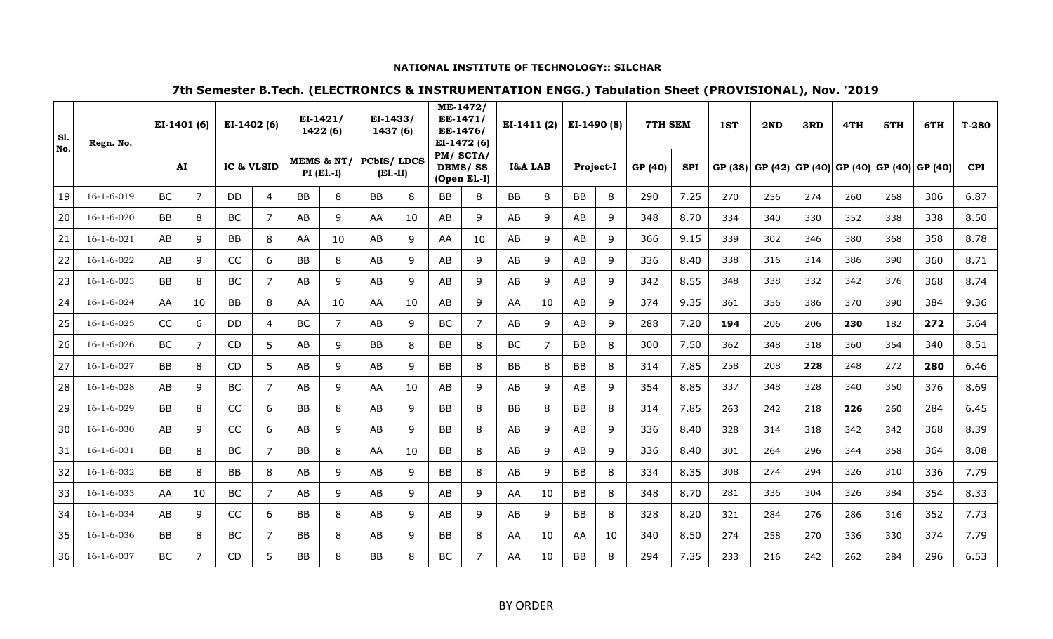**NATIONAL INSTITUTE OF TECHNOLOGY:: SILCHAR**

**7th Semester B.Tech. (ELECTRONICS & INSTRUMENTATION ENGG.) Tabulation Sheet (PROVISIONAL), Nov. '2019**

| Sl. No. | Regn. No. | EI-1401 (6) | | EI-1402 (6) | | EI-1421/ 1422 (6) | | EI-1433/ 1437 (6) | | ME-1472/ EE-1471/ EE-1476/ EI-1472 (6) | | EI-1411 (2) | | EI-1490 (8) | | 7TH SEM | | 1ST | 2ND | 3RD | 4TH | 5TH | 6TH | T-280 |
|---|---|---|---|---|---|---|---|---|---|---|---|---|---|---|---|---|---|---|---|---|---|---|---|---|
| | | AI | | IC & VLSID | | MEMS & NT/ PI (El.-I) | | PCbIS/ LDCS (El.-II) | | PM/ SCTA/ DBMS/ SS (Open El.-I) | | I&A LAB | | Project-I | | GP (40) | SPI | GP (38) | GP (42) | GP (40) | GP (40) | GP (40) | GP (40) | CPI |
| 19 | 16-1-6-019 | BC | 7 | DD | 4 | BB | 8 | BB | 8 | BB | 8 | BB | 8 | BB | 8 | 290 | 7.25 | 270 | 256 | 274 | 260 | 268 | 306 | 6.87 |
| 20 | 16-1-6-020 | BB | 8 | BC | 7 | AB | 9 | AA | 10 | AB | 9 | AB | 9 | AB | 9 | 348 | 8.70 | 334 | 340 | 330 | 352 | 338 | 338 | 8.50 |
| 21 | 16-1-6-021 | AB | 9 | BB | 8 | AA | 10 | AB | 9 | AA | 10 | AB | 9 | AB | 9 | 366 | 9.15 | 339 | 302 | 346 | 380 | 368 | 358 | 8.78 |
| 22 | 16-1-6-022 | AB | 9 | CC | 6 | BB | 8 | AB | 9 | AB | 9 | AB | 9 | AB | 9 | 336 | 8.40 | 338 | 316 | 314 | 386 | 390 | 360 | 8.71 |
| 23 | 16-1-6-023 | BB | 8 | BC | 7 | AB | 9 | AB | 9 | AB | 9 | AB | 9 | AB | 9 | 342 | 8.55 | 348 | 338 | 332 | 342 | 376 | 368 | 8.74 |
| 24 | 16-1-6-024 | AA | 10 | BB | 8 | AA | 10 | AA | 10 | AB | 9 | AA | 10 | AB | 9 | 374 | 9.35 | 361 | 356 | 386 | 370 | 390 | 384 | 9.36 |
| 25 | 16-1-6-025 | CC | 6 | DD | 4 | BC | 7 | AB | 9 | BC | 7 | AB | 9 | AB | 9 | 288 | 7.20 | **194** | 206 | 206 | **230** | 182 | **272** | 5.64 |
| 26 | 16-1-6-026 | BC | 7 | CD | 5 | AB | 9 | BB | 8 | BB | 8 | BC | 7 | BB | 8 | 300 | 7.50 | 362 | 348 | 318 | 360 | 354 | 340 | 8.51 |
| 27 | 16-1-6-027 | BB | 8 | CD | 5 | AB | 9 | AB | 9 | BB | 8 | BB | 8 | BB | 8 | 314 | 7.85 | 258 | 208 | **228** | 248 | 272 | **280** | 6.46 |
| 28 | 16-1-6-028 | AB | 9 | BC | 7 | AB | 9 | AA | 10 | AB | 9 | AB | 9 | AB | 9 | 354 | 8.85 | 337 | 348 | 328 | 340 | 350 | 376 | 8.69 |
| 29 | 16-1-6-029 | BB | 8 | CC | 6 | BB | 8 | AB | 9 | BB | 8 | BB | 8 | BB | 8 | 314 | 7.85 | 263 | 242 | 218 | **226** | 260 | 284 | 6.45 |
| 30 | 16-1-6-030 | AB | 9 | CC | 6 | AB | 9 | AB | 9 | BB | 8 | AB | 9 | AB | 9 | 336 | 8.40 | 328 | 314 | 318 | 342 | 342 | 368 | 8.39 |
| 31 | 16-1-6-031 | BB | 8 | BC | 7 | BB | 8 | AA | 10 | BB | 8 | AB | 9 | AB | 9 | 336 | 8.40 | 301 | 264 | 296 | 344 | 358 | 364 | 8.08 |
| 32 | 16-1-6-032 | BB | 8 | BB | 8 | AB | 9 | AB | 9 | BB | 8 | AB | 9 | BB | 8 | 334 | 8.35 | 308 | 274 | 294 | 326 | 310 | 336 | 7.79 |
| 33 | 16-1-6-033 | AA | 10 | BC | 7 | AB | 9 | AB | 9 | AB | 9 | AA | 10 | BB | 8 | 348 | 8.70 | 281 | 336 | 304 | 326 | 384 | 354 | 8.33 |
| 34 | 16-1-6-034 | AB | 9 | CC | 6 | BB | 8 | AB | 9 | AB | 9 | AB | 9 | BB | 8 | 328 | 8.20 | 321 | 284 | 276 | 286 | 316 | 352 | 7.73 |
| 35 | 16-1-6-036 | BB | 8 | BC | 7 | BB | 8 | AB | 9 | BB | 8 | AA | 10 | AA | 10 | 340 | 8.50 | 274 | 258 | 270 | 336 | 330 | 374 | 7.79 |
| 36 | 16-1-6-037 | BC | 7 | CD | 5 | BB | 8 | BB | 8 | BC | 7 | AA | 10 | BB | 8 | 294 | 7.35 | 233 | 216 | 242 | 262 | 284 | 296 | 6.53 |

BY ORDER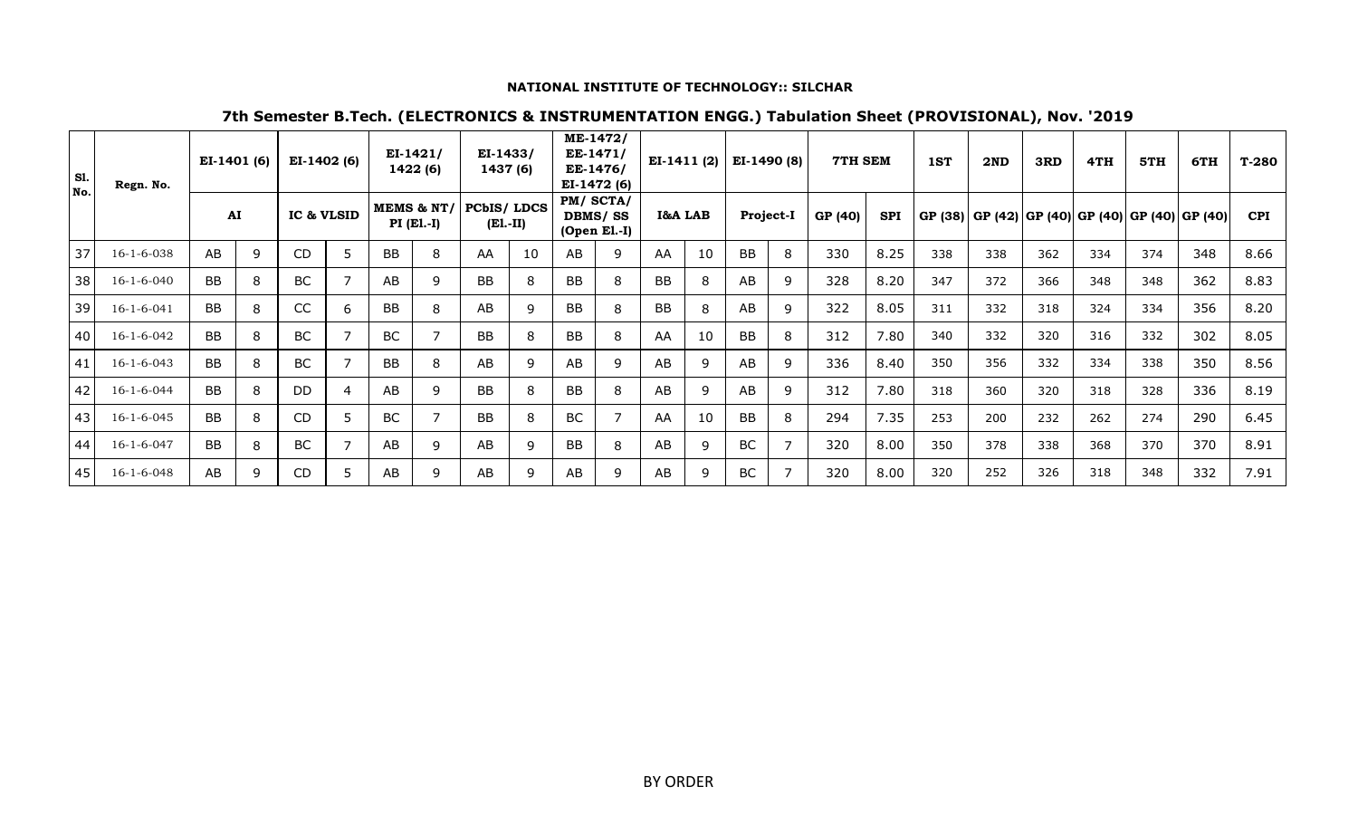**NATIONAL INSTITUTE OF TECHNOLOGY:: SILCHAR**

**7th Semester B.Tech. (ELECTRONICS & INSTRUMENTATION ENGG.) Tabulation Sheet (PROVISIONAL), Nov. '2019**

| Sl. No. | Regn. No. | EI-1401 (6) | | EI-1402 (6) | | EI-1421/ 1422 (6) | | EI-1433/ 1437 (6) | | ME-1472/ EE-1471/ EE-1476/ EI-1472 (6) | | EI-1411 (2) | | EI-1490 (8) | | 7TH SEM | | 1ST | 2ND | 3RD | 4TH | 5TH | 6TH | T-280 |
|---|---|---|---|---|---|---|---|---|---|---|---|---|---|---|---|---|---|---|---|---|---|---|---|---|
| | | AI | | IC & VLSID | | MEMS & NT/ PI (El.-I) | | PCbIS/ LDCS (El.-II) | | PM/ SCTA/ DBMS/ SS (Open El.-I) | | I&A LAB | | Project-I | | GP (40) | SPI | GP (38) | GP (42) | GP (40) | GP (40) | GP (40) | GP (40) | CPI |
| 37 | 16-1-6-038 | AB | 9 | CD | 5 | BB | 8 | AA | 10 | AB | 9 | AA | 10 | BB | 8 | 330 | 8.25 | 338 | 338 | 362 | 334 | 374 | 348 | 8.66 |
| 38 | 16-1-6-040 | BB | 8 | BC | 7 | AB | 9 | BB | 8 | BB | 8 | BB | 8 | AB | 9 | 328 | 8.20 | 347 | 372 | 366 | 348 | 348 | 362 | 8.83 |
| 39 | 16-1-6-041 | BB | 8 | CC | 6 | BB | 8 | AB | 9 | BB | 8 | BB | 8 | AB | 9 | 322 | 8.05 | 311 | 332 | 318 | 324 | 334 | 356 | 8.20 |
| 40 | 16-1-6-042 | BB | 8 | BC | 7 | BC | 7 | BB | 8 | BB | 8 | AA | 10 | BB | 8 | 312 | 7.80 | 340 | 332 | 320 | 316 | 332 | 302 | 8.05 |
| 41 | 16-1-6-043 | BB | 8 | BC | 7 | BB | 8 | AB | 9 | AB | 9 | AB | 9 | AB | 9 | 336 | 8.40 | 350 | 356 | 332 | 334 | 338 | 350 | 8.56 |
| 42 | 16-1-6-044 | BB | 8 | DD | 4 | AB | 9 | BB | 8 | BB | 8 | AB | 9 | AB | 9 | 312 | 7.80 | 318 | 360 | 320 | 318 | 328 | 336 | 8.19 |
| 43 | 16-1-6-045 | BB | 8 | CD | 5 | BC | 7 | BB | 8 | BC | 7 | AA | 10 | BB | 8 | 294 | 7.35 | 253 | 200 | 232 | 262 | 274 | 290 | 6.45 |
| 44 | 16-1-6-047 | BB | 8 | BC | 7 | AB | 9 | AB | 9 | BB | 8 | AB | 9 | BC | 7 | 320 | 8.00 | 350 | 378 | 338 | 368 | 370 | 370 | 8.91 |
| 45 | 16-1-6-048 | AB | 9 | CD | 5 | AB | 9 | AB | 9 | AB | 9 | AB | 9 | BC | 7 | 320 | 8.00 | 320 | 252 | 326 | 318 | 348 | 332 | 7.91 |

BY ORDER